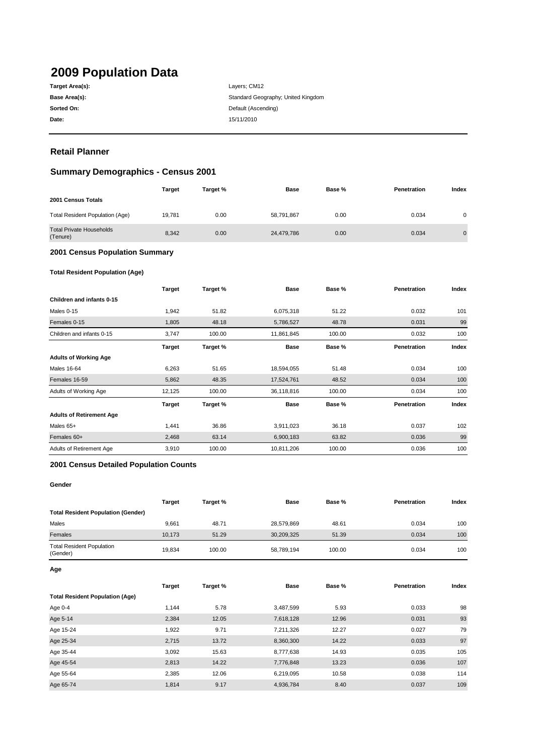# 2009 Population Data

| | |
|---|---|
| **Target Area(s):** | Layers; CM12 |
| **Base Area(s):** | Standard Geography; United Kingdom |
| **Sorted On:** | Default (Ascending) |
| **Date:** | 15/11/2010 |

## Retail Planner

## Summary Demographics - Census 2001

| | Target | Target % | Base | Base % | Penetration | Index |
|---|---|---|---|---|---|---|
| **2001 Census Totals** | | | | | | |
| Total Resident Population (Age) | 19,781 | 0.00 | 58,791,867 | 0.00 | 0.034 | 0 |
| Total Private Households (Tenure) | 8,342 | 0.00 | 24,479,786 | 0.00 | 0.034 | 0 |

### 2001 Census Population Summary

#### Total Resident Population (Age)

| | Target | Target % | Base | Base % | Penetration | Index |
|---|---|---|---|---|---|---|
| **Children and infants 0-15** | | | | | | |
| Males 0-15 | 1,942 | 51.82 | 6,075,318 | 51.22 | 0.032 | 101 |
| Females 0-15 | 1,805 | 48.18 | 5,786,527 | 48.78 | 0.031 | 99 |
| Children and infants 0-15 | 3,747 | 100.00 | 11,861,845 | 100.00 | 0.032 | 100 |

| | Target | Target % | Base | Base % | Penetration | Index |
|---|---|---|---|---|---|---|
| **Adults of Working Age** | | | | | | |
| Males 16-64 | 6,263 | 51.65 | 18,594,055 | 51.48 | 0.034 | 100 |
| Females 16-59 | 5,862 | 48.35 | 17,524,761 | 48.52 | 0.034 | 100 |
| Adults of Working Age | 12,125 | 100.00 | 36,118,816 | 100.00 | 0.034 | 100 |

| | Target | Target % | Base | Base % | Penetration | Index |
|---|---|---|---|---|---|---|
| **Adults of Retirement Age** | | | | | | |
| Males 65+ | 1,441 | 36.86 | 3,911,023 | 36.18 | 0.037 | 102 |
| Females 60+ | 2,468 | 63.14 | 6,900,183 | 63.82 | 0.036 | 99 |
| Adults of Retirement Age | 3,910 | 100.00 | 10,811,206 | 100.00 | 0.036 | 100 |

### 2001 Census Detailed Population Counts

#### Gender

| | Target | Target % | Base | Base % | Penetration | Index |
|---|---|---|---|---|---|---|
| **Total Resident Population (Gender)** | | | | | | |
| Males | 9,661 | 48.71 | 28,579,869 | 48.61 | 0.034 | 100 |
| Females | 10,173 | 51.29 | 30,209,325 | 51.39 | 0.034 | 100 |
| Total Resident Population (Gender) | 19,834 | 100.00 | 58,789,194 | 100.00 | 0.034 | 100 |

#### Age

| | Target | Target % | Base | Base % | Penetration | Index |
|---|---|---|---|---|---|---|
| **Total Resident Population (Age)** | | | | | | |
| Age 0-4 | 1,144 | 5.78 | 3,487,599 | 5.93 | 0.033 | 98 |
| Age 5-14 | 2,384 | 12.05 | 7,618,128 | 12.96 | 0.031 | 93 |
| Age 15-24 | 1,922 | 9.71 | 7,211,326 | 12.27 | 0.027 | 79 |
| Age 25-34 | 2,715 | 13.72 | 8,360,300 | 14.22 | 0.033 | 97 |
| Age 35-44 | 3,092 | 15.63 | 8,777,638 | 14.93 | 0.035 | 105 |
| Age 45-54 | 2,813 | 14.22 | 7,776,848 | 13.23 | 0.036 | 107 |
| Age 55-64 | 2,385 | 12.06 | 6,219,095 | 10.58 | 0.038 | 114 |
| Age 65-74 | 1,814 | 9.17 | 4,936,784 | 8.40 | 0.037 | 109 |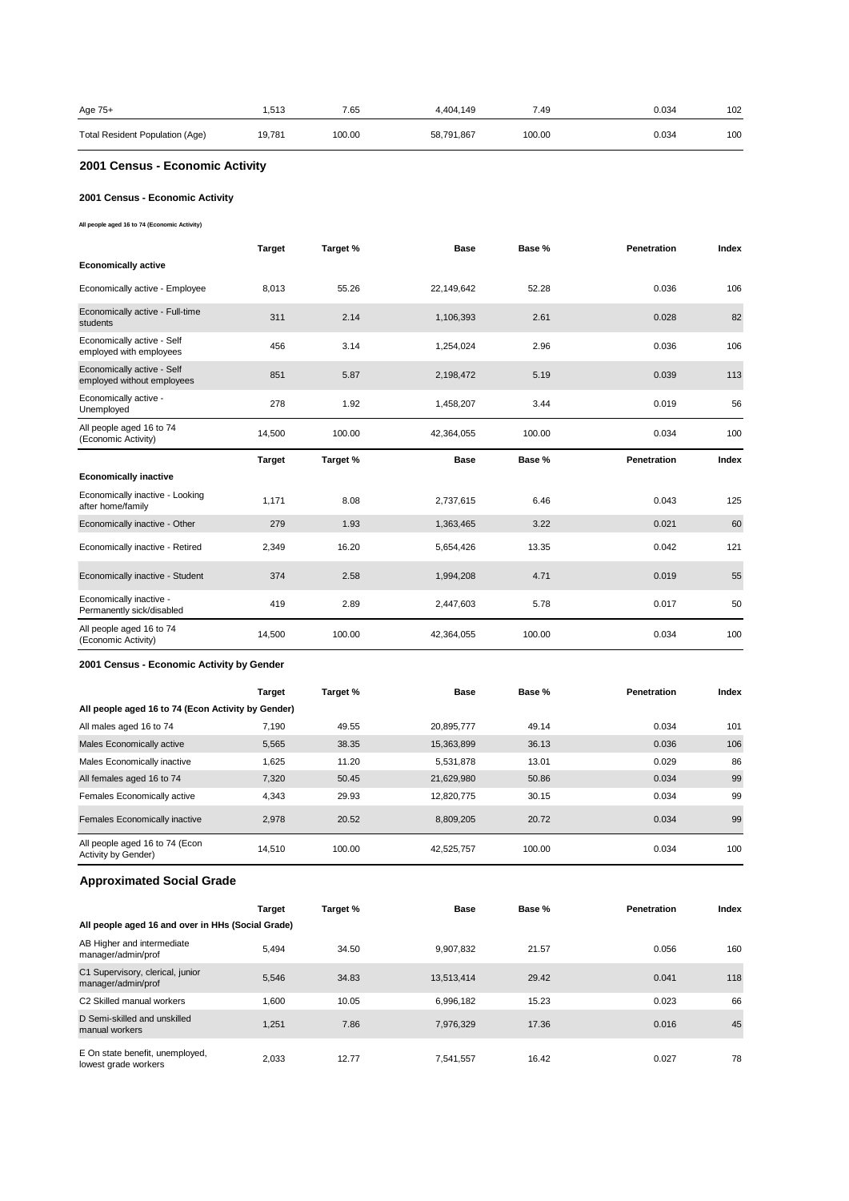| Age 75+ | 1,513 | 7.65 | 4,404,149 | 7.49 | 0.034 | 102 |
|---|---|---|---|---|---|---|
| Total Resident Population (Age) | 19,781 | 100.00 | 58,791,867 | 100.00 | 0.034 | 100 |

## 2001 Census - Economic Activity

### 2001 Census - Economic Activity

###### All people aged 16 to 74 (Economic Activity)

| | Target | Target % | Base | Base % | Penetration | Index |
|---|---|---|---|---|---|---|
| **Economically active** | | | | | | |
| Economically active - Employee | 8,013 | 55.26 | 22,149,642 | 52.28 | 0.036 | 106 |
| Economically active - Full-time students | 311 | 2.14 | 1,106,393 | 2.61 | 0.028 | 82 |
| Economically active - Self employed with employees | 456 | 3.14 | 1,254,024 | 2.96 | 0.036 | 106 |
| Economically active - Self employed without employees | 851 | 5.87 | 2,198,472 | 5.19 | 0.039 | 113 |
| Economically active - Unemployed | 278 | 1.92 | 1,458,207 | 3.44 | 0.019 | 56 |
| All people aged 16 to 74 (Economic Activity) | 14,500 | 100.00 | 42,364,055 | 100.00 | 0.034 | 100 |

| | Target | Target % | Base | Base % | Penetration | Index |
|---|---|---|---|---|---|---|
| **Economically inactive** | | | | | | |
| Economically inactive - Looking after home/family | 1,171 | 8.08 | 2,737,615 | 6.46 | 0.043 | 125 |
| Economically inactive - Other | 279 | 1.93 | 1,363,465 | 3.22 | 0.021 | 60 |
| Economically inactive - Retired | 2,349 | 16.20 | 5,654,426 | 13.35 | 0.042 | 121 |
| Economically inactive - Student | 374 | 2.58 | 1,994,208 | 4.71 | 0.019 | 55 |
| Economically inactive - Permanently sick/disabled | 419 | 2.89 | 2,447,603 | 5.78 | 0.017 | 50 |
| All people aged 16 to 74 (Economic Activity) | 14,500 | 100.00 | 42,364,055 | 100.00 | 0.034 | 100 |

### 2001 Census - Economic Activity by Gender

| | Target | Target % | Base | Base % | Penetration | Index |
|---|---|---|---|---|---|---|
| **All people aged 16 to 74 (Econ Activity by Gender)** | | | | | | |
| All males aged 16 to 74 | 7,190 | 49.55 | 20,895,777 | 49.14 | 0.034 | 101 |
| Males Economically active | 5,565 | 38.35 | 15,363,899 | 36.13 | 0.036 | 106 |
| Males Economically inactive | 1,625 | 11.20 | 5,531,878 | 13.01 | 0.029 | 86 |
| All females aged 16 to 74 | 7,320 | 50.45 | 21,629,980 | 50.86 | 0.034 | 99 |
| Females Economically active | 4,343 | 29.93 | 12,820,775 | 30.15 | 0.034 | 99 |
| Females Economically inactive | 2,978 | 20.52 | 8,809,205 | 20.72 | 0.034 | 99 |
| All people aged 16 to 74 (Econ Activity by Gender) | 14,510 | 100.00 | 42,525,757 | 100.00 | 0.034 | 100 |

## Approximated Social Grade

| | Target | Target % | Base | Base % | Penetration | Index |
|---|---|---|---|---|---|---|
| **All people aged 16 and over in HHs (Social Grade)** | | | | | | |
| AB Higher and intermediate manager/admin/prof | 5,494 | 34.50 | 9,907,832 | 21.57 | 0.056 | 160 |
| C1 Supervisory, clerical, junior manager/admin/prof | 5,546 | 34.83 | 13,513,414 | 29.42 | 0.041 | 118 |
| C2 Skilled manual workers | 1,600 | 10.05 | 6,996,182 | 15.23 | 0.023 | 66 |
| D Semi-skilled and unskilled manual workers | 1,251 | 7.86 | 7,976,329 | 17.36 | 0.016 | 45 |
| E On state benefit, unemployed, lowest grade workers | 2,033 | 12.77 | 7,541,557 | 16.42 | 0.027 | 78 |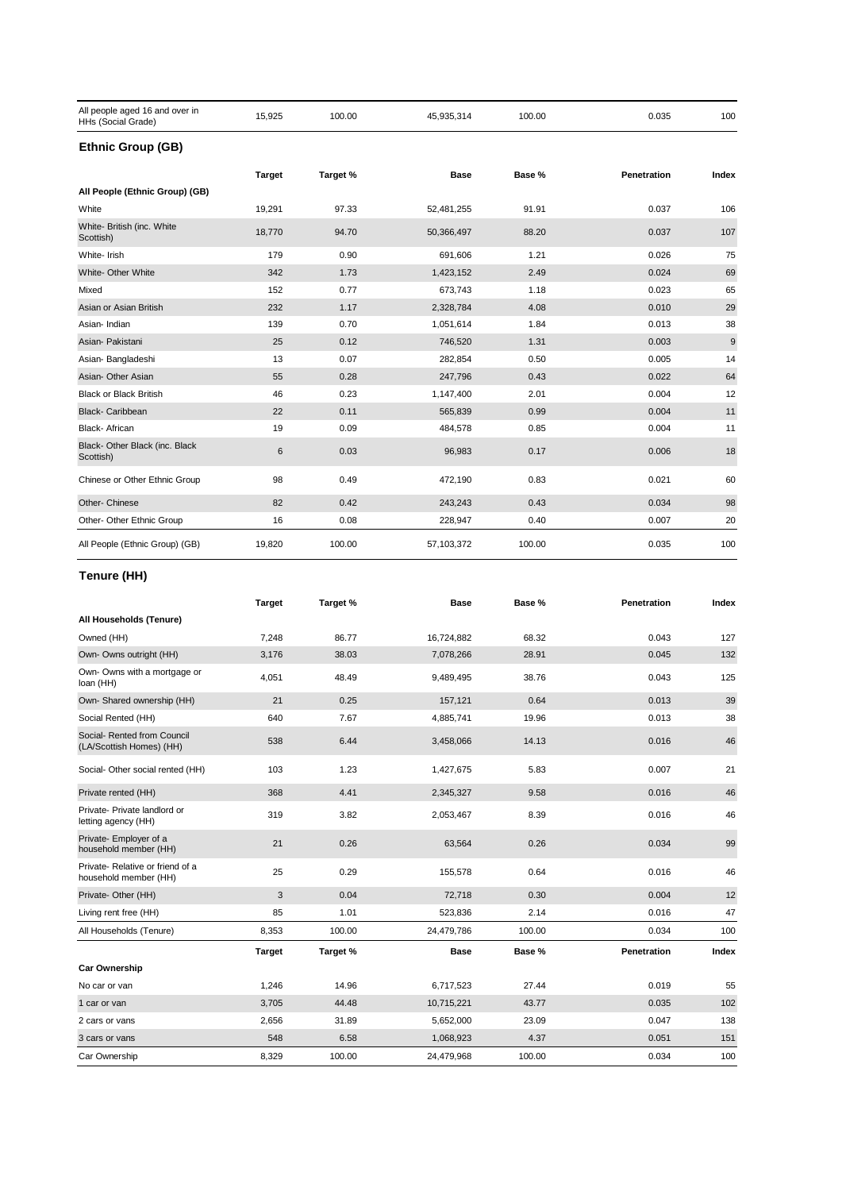| All people aged 16 and over in HHs (Social Grade) | 15,925 | 100.00 | 45,935,314 | 100.00 | 0.035 | 100 |
|---|---|---|---|---|---|---|

## Ethnic Group (GB)

| | Target | Target % | Base | Base % | Penetration | Index |
|---|---|---|---|---|---|---|
| **All People (Ethnic Group) (GB)** | | | | | | |
| White | 19,291 | 97.33 | 52,481,255 | 91.91 | 0.037 | 106 |
| White- British (inc. White Scottish) | 18,770 | 94.70 | 50,366,497 | 88.20 | 0.037 | 107 |
| White- Irish | 179 | 0.90 | 691,606 | 1.21 | 0.026 | 75 |
| White- Other White | 342 | 1.73 | 1,423,152 | 2.49 | 0.024 | 69 |
| Mixed | 152 | 0.77 | 673,743 | 1.18 | 0.023 | 65 |
| Asian or Asian British | 232 | 1.17 | 2,328,784 | 4.08 | 0.010 | 29 |
| Asian- Indian | 139 | 0.70 | 1,051,614 | 1.84 | 0.013 | 38 |
| Asian- Pakistani | 25 | 0.12 | 746,520 | 1.31 | 0.003 | 9 |
| Asian- Bangladeshi | 13 | 0.07 | 282,854 | 0.50 | 0.005 | 14 |
| Asian- Other Asian | 55 | 0.28 | 247,796 | 0.43 | 0.022 | 64 |
| Black or Black British | 46 | 0.23 | 1,147,400 | 2.01 | 0.004 | 12 |
| Black- Caribbean | 22 | 0.11 | 565,839 | 0.99 | 0.004 | 11 |
| Black- African | 19 | 0.09 | 484,578 | 0.85 | 0.004 | 11 |
| Black- Other Black (inc. Black Scottish) | 6 | 0.03 | 96,983 | 0.17 | 0.006 | 18 |
| Chinese or Other Ethnic Group | 98 | 0.49 | 472,190 | 0.83 | 0.021 | 60 |
| Other- Chinese | 82 | 0.42 | 243,243 | 0.43 | 0.034 | 98 |
| Other- Other Ethnic Group | 16 | 0.08 | 228,947 | 0.40 | 0.007 | 20 |
| All People (Ethnic Group) (GB) | 19,820 | 100.00 | 57,103,372 | 100.00 | 0.035 | 100 |

## Tenure (HH)

| | Target | Target % | Base | Base % | Penetration | Index |
|---|---|---|---|---|---|---|
| **All Households (Tenure)** | | | | | | |
| Owned (HH) | 7,248 | 86.77 | 16,724,882 | 68.32 | 0.043 | 127 |
| Own- Owns outright (HH) | 3,176 | 38.03 | 7,078,266 | 28.91 | 0.045 | 132 |
| Own- Owns with a mortgage or loan (HH) | 4,051 | 48.49 | 9,489,495 | 38.76 | 0.043 | 125 |
| Own- Shared ownership (HH) | 21 | 0.25 | 157,121 | 0.64 | 0.013 | 39 |
| Social Rented (HH) | 640 | 7.67 | 4,885,741 | 19.96 | 0.013 | 38 |
| Social- Rented from Council (LA/Scottish Homes) (HH) | 538 | 6.44 | 3,458,066 | 14.13 | 0.016 | 46 |
| Social- Other social rented (HH) | 103 | 1.23 | 1,427,675 | 5.83 | 0.007 | 21 |
| Private rented (HH) | 368 | 4.41 | 2,345,327 | 9.58 | 0.016 | 46 |
| Private- Private landlord or letting agency (HH) | 319 | 3.82 | 2,053,467 | 8.39 | 0.016 | 46 |
| Private- Employer of a household member (HH) | 21 | 0.26 | 63,564 | 0.26 | 0.034 | 99 |
| Private- Relative or friend of a household member (HH) | 25 | 0.29 | 155,578 | 0.64 | 0.016 | 46 |
| Private- Other (HH) | 3 | 0.04 | 72,718 | 0.30 | 0.004 | 12 |
| Living rent free (HH) | 85 | 1.01 | 523,836 | 2.14 | 0.016 | 47 |
| All Households (Tenure) | 8,353 | 100.00 | 24,479,786 | 100.00 | 0.034 | 100 |

| | Target | Target % | Base | Base % | Penetration | Index |
|---|---|---|---|---|---|---|
| **Car Ownership** | | | | | | |
| No car or van | 1,246 | 14.96 | 6,717,523 | 27.44 | 0.019 | 55 |
| 1 car or van | 3,705 | 44.48 | 10,715,221 | 43.77 | 0.035 | 102 |
| 2 cars or vans | 2,656 | 31.89 | 5,652,000 | 23.09 | 0.047 | 138 |
| 3 cars or vans | 548 | 6.58 | 1,068,923 | 4.37 | 0.051 | 151 |
| Car Ownership | 8,329 | 100.00 | 24,479,968 | 100.00 | 0.034 | 100 |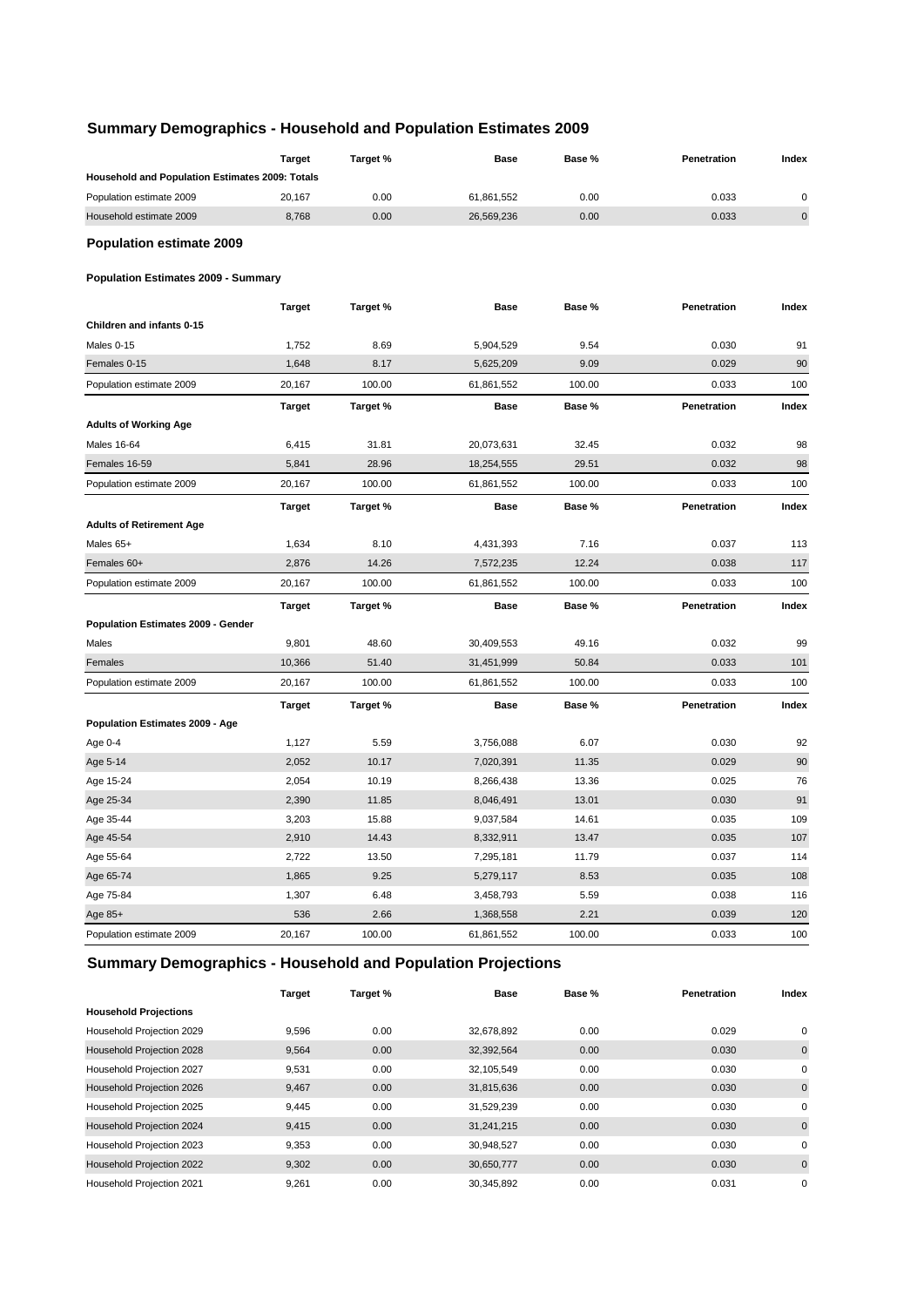## Summary Demographics - Household and Population Estimates 2009

| | Target | Target % | Base | Base % | Penetration | Index |
|---|---|---|---|---|---|---|
| **Household and Population Estimates 2009: Totals** | | | | | | |
| Population estimate 2009 | 20,167 | 0.00 | 61,861,552 | 0.00 | 0.033 | 0 |
| Household estimate 2009 | 8,768 | 0.00 | 26,569,236 | 0.00 | 0.033 | 0 |

### Population estimate 2009

#### Population Estimates 2009 - Summary

| | Target | Target % | Base | Base % | Penetration | Index |
|---|---|---|---|---|---|---|
| **Children and infants 0-15** | | | | | | |
| Males 0-15 | 1,752 | 8.69 | 5,904,529 | 9.54 | 0.030 | 91 |
| Females 0-15 | 1,648 | 8.17 | 5,625,209 | 9.09 | 0.029 | 90 |
| Population estimate 2009 | 20,167 | 100.00 | 61,861,552 | 100.00 | 0.033 | 100 |

| | Target | Target % | Base | Base % | Penetration | Index |
|---|---|---|---|---|---|---|
| **Adults of Working Age** | | | | | | |
| Males 16-64 | 6,415 | 31.81 | 20,073,631 | 32.45 | 0.032 | 98 |
| Females 16-59 | 5,841 | 28.96 | 18,254,555 | 29.51 | 0.032 | 98 |
| Population estimate 2009 | 20,167 | 100.00 | 61,861,552 | 100.00 | 0.033 | 100 |

| | Target | Target % | Base | Base % | Penetration | Index |
|---|---|---|---|---|---|---|
| **Adults of Retirement Age** | | | | | | |
| Males 65+ | 1,634 | 8.10 | 4,431,393 | 7.16 | 0.037 | 113 |
| Females 60+ | 2,876 | 14.26 | 7,572,235 | 12.24 | 0.038 | 117 |
| Population estimate 2009 | 20,167 | 100.00 | 61,861,552 | 100.00 | 0.033 | 100 |

| | Target | Target % | Base | Base % | Penetration | Index |
|---|---|---|---|---|---|---|
| **Population Estimates 2009 - Gender** | | | | | | |
| Males | 9,801 | 48.60 | 30,409,553 | 49.16 | 0.032 | 99 |
| Females | 10,366 | 51.40 | 31,451,999 | 50.84 | 0.033 | 101 |
| Population estimate 2009 | 20,167 | 100.00 | 61,861,552 | 100.00 | 0.033 | 100 |

| | Target | Target % | Base | Base % | Penetration | Index |
|---|---|---|---|---|---|---|
| **Population Estimates 2009 - Age** | | | | | | |
| Age 0-4 | 1,127 | 5.59 | 3,756,088 | 6.07 | 0.030 | 92 |
| Age 5-14 | 2,052 | 10.17 | 7,020,391 | 11.35 | 0.029 | 90 |
| Age 15-24 | 2,054 | 10.19 | 8,266,438 | 13.36 | 0.025 | 76 |
| Age 25-34 | 2,390 | 11.85 | 8,046,491 | 13.01 | 0.030 | 91 |
| Age 35-44 | 3,203 | 15.88 | 9,037,584 | 14.61 | 0.035 | 109 |
| Age 45-54 | 2,910 | 14.43 | 8,332,911 | 13.47 | 0.035 | 107 |
| Age 55-64 | 2,722 | 13.50 | 7,295,181 | 11.79 | 0.037 | 114 |
| Age 65-74 | 1,865 | 9.25 | 5,279,117 | 8.53 | 0.035 | 108 |
| Age 75-84 | 1,307 | 6.48 | 3,458,793 | 5.59 | 0.038 | 116 |
| Age 85+ | 536 | 2.66 | 1,368,558 | 2.21 | 0.039 | 120 |
| Population estimate 2009 | 20,167 | 100.00 | 61,861,552 | 100.00 | 0.033 | 100 |

## Summary Demographics - Household and Population Projections

| | Target | Target % | Base | Base % | Penetration | Index |
|---|---|---|---|---|---|---|
| **Household Projections** | | | | | | |
| Household Projection 2029 | 9,596 | 0.00 | 32,678,892 | 0.00 | 0.029 | 0 |
| Household Projection 2028 | 9,564 | 0.00 | 32,392,564 | 0.00 | 0.030 | 0 |
| Household Projection 2027 | 9,531 | 0.00 | 32,105,549 | 0.00 | 0.030 | 0 |
| Household Projection 2026 | 9,467 | 0.00 | 31,815,636 | 0.00 | 0.030 | 0 |
| Household Projection 2025 | 9,445 | 0.00 | 31,529,239 | 0.00 | 0.030 | 0 |
| Household Projection 2024 | 9,415 | 0.00 | 31,241,215 | 0.00 | 0.030 | 0 |
| Household Projection 2023 | 9,353 | 0.00 | 30,948,527 | 0.00 | 0.030 | 0 |
| Household Projection 2022 | 9,302 | 0.00 | 30,650,777 | 0.00 | 0.030 | 0 |
| Household Projection 2021 | 9,261 | 0.00 | 30,345,892 | 0.00 | 0.031 | 0 |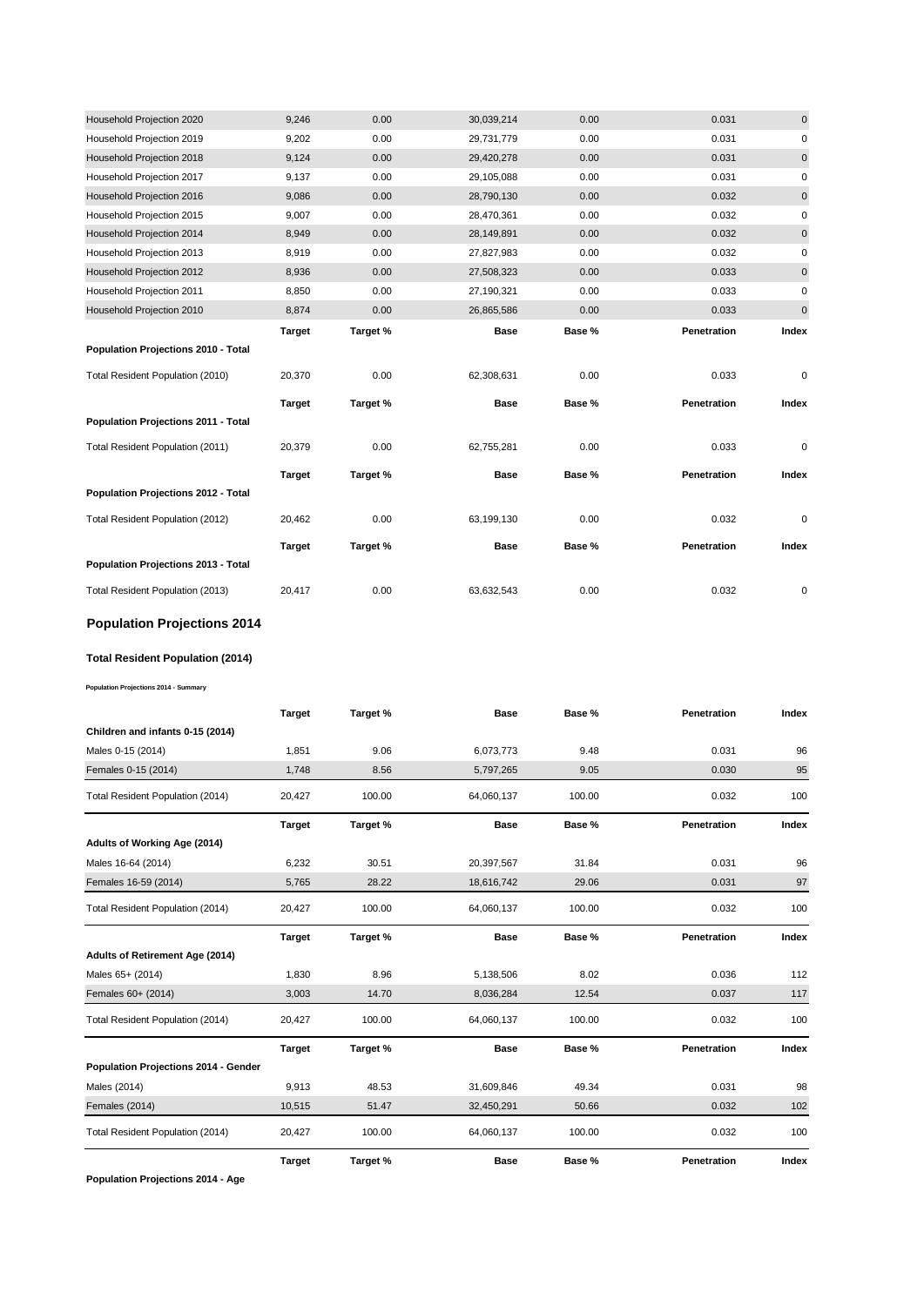| | | | | | | |
|---|---|---|---|---|---|---|
| Household Projection 2020 | 9,246 | 0.00 | 30,039,214 | 0.00 | 0.031 | 0 |
| Household Projection 2019 | 9,202 | 0.00 | 29,731,779 | 0.00 | 0.031 | 0 |
| Household Projection 2018 | 9,124 | 0.00 | 29,420,278 | 0.00 | 0.031 | 0 |
| Household Projection 2017 | 9,137 | 0.00 | 29,105,088 | 0.00 | 0.031 | 0 |
| Household Projection 2016 | 9,086 | 0.00 | 28,790,130 | 0.00 | 0.032 | 0 |
| Household Projection 2015 | 9,007 | 0.00 | 28,470,361 | 0.00 | 0.032 | 0 |
| Household Projection 2014 | 8,949 | 0.00 | 28,149,891 | 0.00 | 0.032 | 0 |
| Household Projection 2013 | 8,919 | 0.00 | 27,827,983 | 0.00 | 0.032 | 0 |
| Household Projection 2012 | 8,936 | 0.00 | 27,508,323 | 0.00 | 0.033 | 0 |
| Household Projection 2011 | 8,850 | 0.00 | 27,190,321 | 0.00 | 0.033 | 0 |
| Household Projection 2010 | 8,874 | 0.00 | 26,865,586 | 0.00 | 0.033 | 0 |

| | Target | Target % | Base | Base % | Penetration | Index |
|---|---|---|---|---|---|---|
| **Population Projections 2010 - Total** | | | | | | |
| Total Resident Population (2010) | 20,370 | 0.00 | 62,308,631 | 0.00 | 0.033 | 0 |

| | Target | Target % | Base | Base % | Penetration | Index |
|---|---|---|---|---|---|---|
| **Population Projections 2011 - Total** | | | | | | |
| Total Resident Population (2011) | 20,379 | 0.00 | 62,755,281 | 0.00 | 0.033 | 0 |

| | Target | Target % | Base | Base % | Penetration | Index |
|---|---|---|---|---|---|---|
| **Population Projections 2012 - Total** | | | | | | |
| Total Resident Population (2012) | 20,462 | 0.00 | 63,199,130 | 0.00 | 0.032 | 0 |

| | Target | Target % | Base | Base % | Penetration | Index |
|---|---|---|---|---|---|---|
| **Population Projections 2013 - Total** | | | | | | |
| Total Resident Population (2013) | 20,417 | 0.00 | 63,632,543 | 0.00 | 0.032 | 0 |

## Population Projections 2014

### Total Resident Population (2014)

**Population Projections 2014 - Summary**

| | Target | Target % | Base | Base % | Penetration | Index |
|---|---|---|---|---|---|---|
| **Children and infants 0-15 (2014)** | | | | | | |
| Males 0-15 (2014) | 1,851 | 9.06 | 6,073,773 | 9.48 | 0.031 | 96 |
| Females 0-15 (2014) | 1,748 | 8.56 | 5,797,265 | 9.05 | 0.030 | 95 |
| Total Resident Population (2014) | 20,427 | 100.00 | 64,060,137 | 100.00 | 0.032 | 100 |

| | Target | Target % | Base | Base % | Penetration | Index |
|---|---|---|---|---|---|---|
| **Adults of Working Age (2014)** | | | | | | |
| Males 16-64 (2014) | 6,232 | 30.51 | 20,397,567 | 31.84 | 0.031 | 96 |
| Females 16-59 (2014) | 5,765 | 28.22 | 18,616,742 | 29.06 | 0.031 | 97 |
| Total Resident Population (2014) | 20,427 | 100.00 | 64,060,137 | 100.00 | 0.032 | 100 |

| | Target | Target % | Base | Base % | Penetration | Index |
|---|---|---|---|---|---|---|
| **Adults of Retirement Age (2014)** | | | | | | |
| Males 65+ (2014) | 1,830 | 8.96 | 5,138,506 | 8.02 | 0.036 | 112 |
| Females 60+ (2014) | 3,003 | 14.70 | 8,036,284 | 12.54 | 0.037 | 117 |
| Total Resident Population (2014) | 20,427 | 100.00 | 64,060,137 | 100.00 | 0.032 | 100 |

| | Target | Target % | Base | Base % | Penetration | Index |
|---|---|---|---|---|---|---|
| **Population Projections 2014 - Gender** | | | | | | |
| Males (2014) | 9,913 | 48.53 | 31,609,846 | 49.34 | 0.031 | 98 |
| Females (2014) | 10,515 | 51.47 | 32,450,291 | 50.66 | 0.032 | 102 |
| Total Resident Population (2014) | 20,427 | 100.00 | 64,060,137 | 100.00 | 0.032 | 100 |

| | Target | Target % | Base | Base % | Penetration | Index |
|---|---|---|---|---|---|---|
| **Population Projections 2014 - Age** | | | | | | |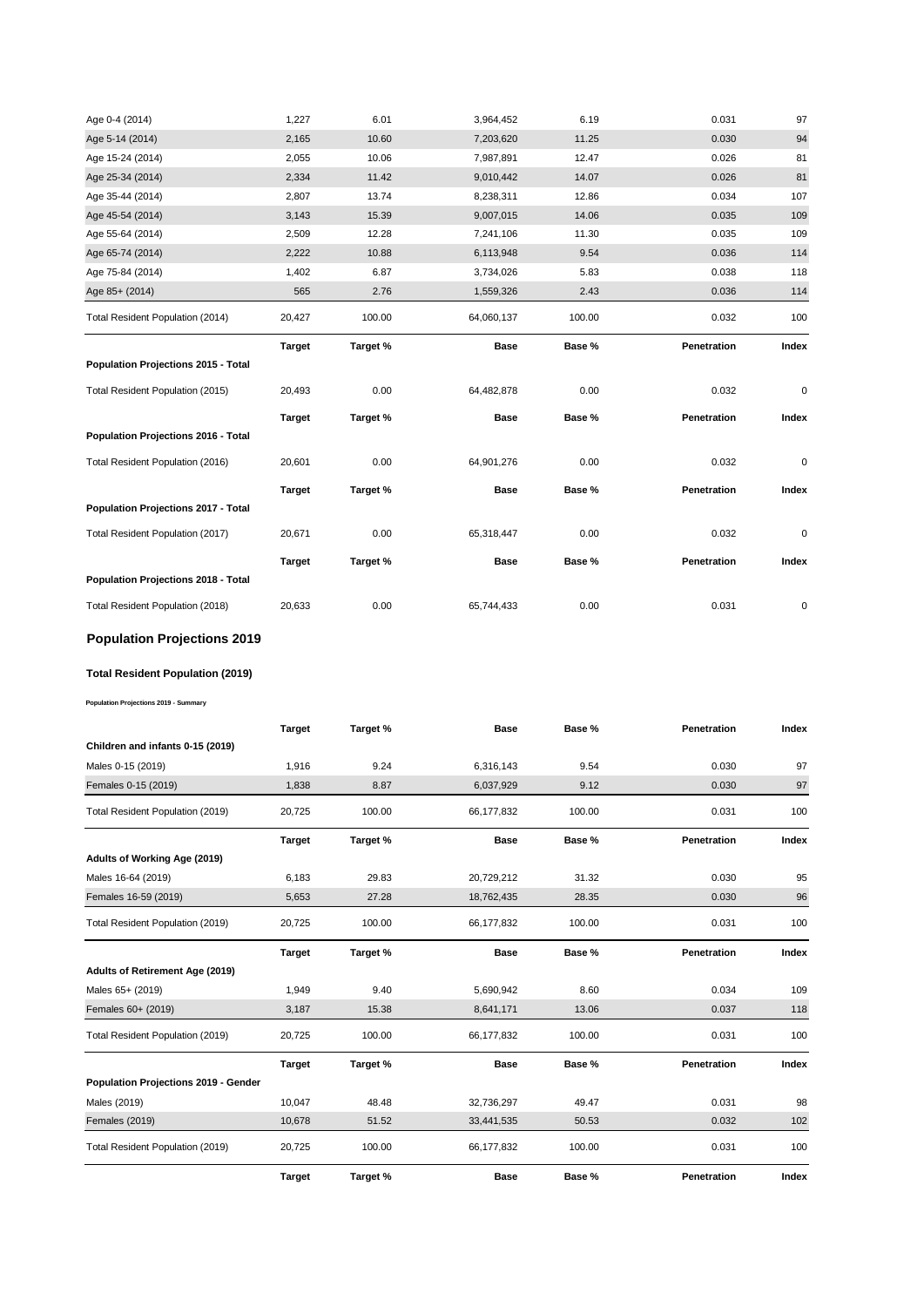| | | | | | | |
|---|---|---|---|---|---|---|
| Age 0-4 (2014) | 1,227 | 6.01 | 3,964,452 | 6.19 | 0.031 | 97 |
| Age 5-14 (2014) | 2,165 | 10.60 | 7,203,620 | 11.25 | 0.030 | 94 |
| Age 15-24 (2014) | 2,055 | 10.06 | 7,987,891 | 12.47 | 0.026 | 81 |
| Age 25-34 (2014) | 2,334 | 11.42 | 9,010,442 | 14.07 | 0.026 | 81 |
| Age 35-44 (2014) | 2,807 | 13.74 | 8,238,311 | 12.86 | 0.034 | 107 |
| Age 45-54 (2014) | 3,143 | 15.39 | 9,007,015 | 14.06 | 0.035 | 109 |
| Age 55-64 (2014) | 2,509 | 12.28 | 7,241,106 | 11.30 | 0.035 | 109 |
| Age 65-74 (2014) | 2,222 | 10.88 | 6,113,948 | 9.54 | 0.036 | 114 |
| Age 75-84 (2014) | 1,402 | 6.87 | 3,734,026 | 5.83 | 0.038 | 118 |
| Age 85+ (2014) | 565 | 2.76 | 1,559,326 | 2.43 | 0.036 | 114 |
| Total Resident Population (2014) | 20,427 | 100.00 | 64,060,137 | 100.00 | 0.032 | 100 |

| Population Projections 2015 - Total | Target | Target % | Base | Base % | Penetration | Index |
|---|---|---|---|---|---|---|
| Total Resident Population (2015) | 20,493 | 0.00 | 64,482,878 | 0.00 | 0.032 | 0 |

| Population Projections 2016 - Total | Target | Target % | Base | Base % | Penetration | Index |
|---|---|---|---|---|---|---|
| Total Resident Population (2016) | 20,601 | 0.00 | 64,901,276 | 0.00 | 0.032 | 0 |

| Population Projections 2017 - Total | Target | Target % | Base | Base % | Penetration | Index |
|---|---|---|---|---|---|---|
| Total Resident Population (2017) | 20,671 | 0.00 | 65,318,447 | 0.00 | 0.032 | 0 |

| Population Projections 2018 - Total | Target | Target % | Base | Base % | Penetration | Index |
|---|---|---|---|---|---|---|
| Total Resident Population (2018) | 20,633 | 0.00 | 65,744,433 | 0.00 | 0.031 | 0 |

## Population Projections 2019

### Total Resident Population (2019)

**Population Projections 2019 - Summary**

| Children and infants 0-15 (2019) | Target | Target % | Base | Base % | Penetration | Index |
|---|---|---|---|---|---|---|
| Males 0-15 (2019) | 1,916 | 9.24 | 6,316,143 | 9.54 | 0.030 | 97 |
| Females 0-15 (2019) | 1,838 | 8.87 | 6,037,929 | 9.12 | 0.030 | 97 |
| Total Resident Population (2019) | 20,725 | 100.00 | 66,177,832 | 100.00 | 0.031 | 100 |

| Adults of Working Age (2019) | Target | Target % | Base | Base % | Penetration | Index |
|---|---|---|---|---|---|---|
| Males 16-64 (2019) | 6,183 | 29.83 | 20,729,212 | 31.32 | 0.030 | 95 |
| Females 16-59 (2019) | 5,653 | 27.28 | 18,762,435 | 28.35 | 0.030 | 96 |
| Total Resident Population (2019) | 20,725 | 100.00 | 66,177,832 | 100.00 | 0.031 | 100 |

| Adults of Retirement Age (2019) | Target | Target % | Base | Base % | Penetration | Index |
|---|---|---|---|---|---|---|
| Males 65+ (2019) | 1,949 | 9.40 | 5,690,942 | 8.60 | 0.034 | 109 |
| Females 60+ (2019) | 3,187 | 15.38 | 8,641,171 | 13.06 | 0.037 | 118 |
| Total Resident Population (2019) | 20,725 | 100.00 | 66,177,832 | 100.00 | 0.031 | 100 |

| Population Projections 2019 - Gender | Target | Target % | Base | Base % | Penetration | Index |
|---|---|---|---|---|---|---|
| Males (2019) | 10,047 | 48.48 | 32,736,297 | 49.47 | 0.031 | 98 |
| Females (2019) | 10,678 | 51.52 | 33,441,535 | 50.53 | 0.032 | 102 |
| Total Resident Population (2019) | 20,725 | 100.00 | 66,177,832 | 100.00 | 0.031 | 100 |

| | Target | Target % | Base | Base % | Penetration | Index |
|---|---|---|---|---|---|---|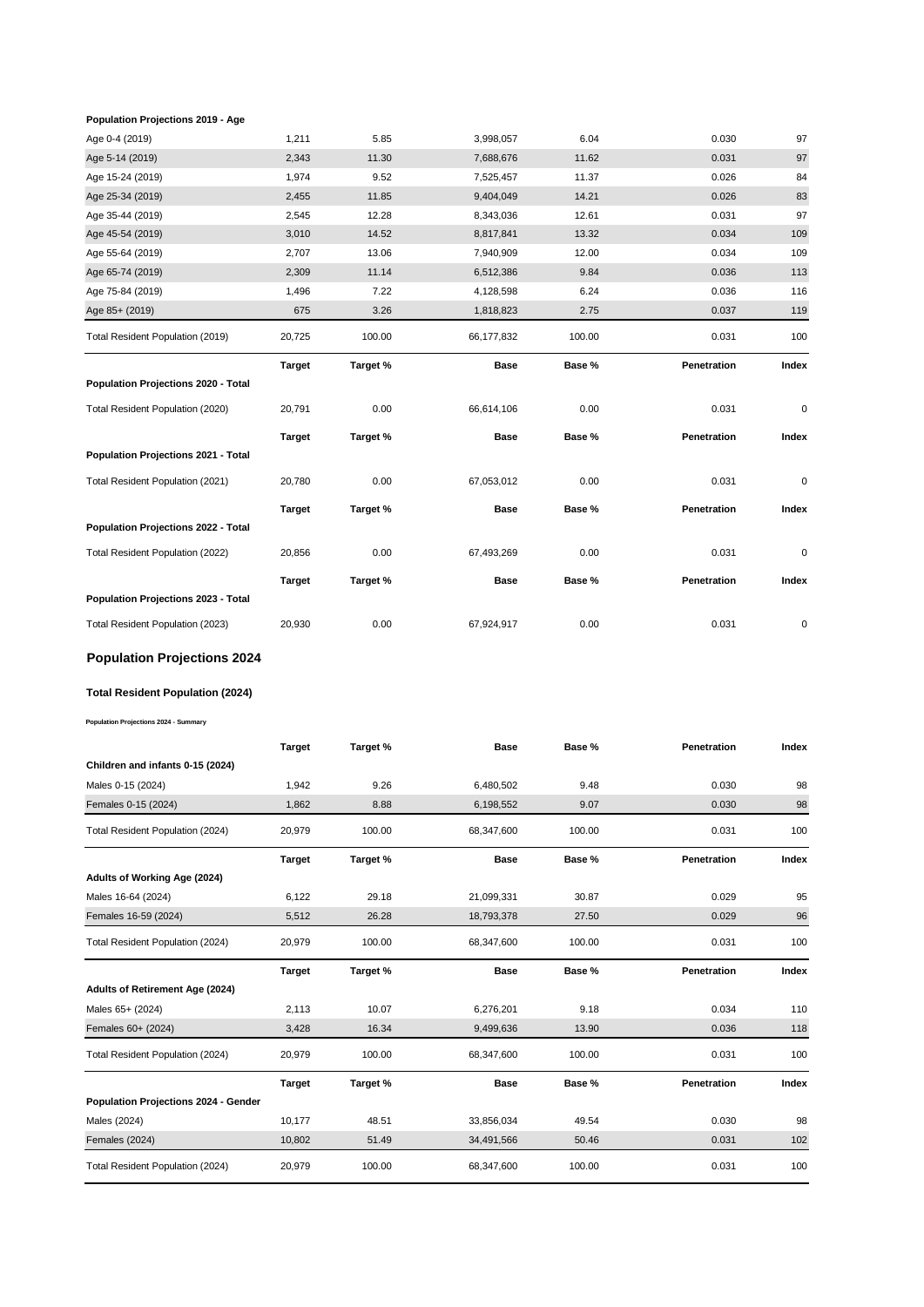**Population Projections 2019 - Age**

| | | | | | | |
|---|---|---|---|---|---|---|
| Age 0-4 (2019) | 1,211 | 5.85 | 3,998,057 | 6.04 | 0.030 | 97 |
| Age 5-14 (2019) | 2,343 | 11.30 | 7,688,676 | 11.62 | 0.031 | 97 |
| Age 15-24 (2019) | 1,974 | 9.52 | 7,525,457 | 11.37 | 0.026 | 84 |
| Age 25-34 (2019) | 2,455 | 11.85 | 9,404,049 | 14.21 | 0.026 | 83 |
| Age 35-44 (2019) | 2,545 | 12.28 | 8,343,036 | 12.61 | 0.031 | 97 |
| Age 45-54 (2019) | 3,010 | 14.52 | 8,817,841 | 13.32 | 0.034 | 109 |
| Age 55-64 (2019) | 2,707 | 13.06 | 7,940,909 | 12.00 | 0.034 | 109 |
| Age 65-74 (2019) | 2,309 | 11.14 | 6,512,386 | 9.84 | 0.036 | 113 |
| Age 75-84 (2019) | 1,496 | 7.22 | 4,128,598 | 6.24 | 0.036 | 116 |
| Age 85+ (2019) | 675 | 3.26 | 1,818,823 | 2.75 | 0.037 | 119 |
| Total Resident Population (2019) | 20,725 | 100.00 | 66,177,832 | 100.00 | 0.031 | 100 |

| | **Target** | **Target %** | **Base** | **Base %** | **Penetration** | **Index** |
|---|---|---|---|---|---|---|
| **Population Projections 2020 - Total** | | | | | | |
| Total Resident Population (2020) | 20,791 | 0.00 | 66,614,106 | 0.00 | 0.031 | 0 |

| | **Target** | **Target %** | **Base** | **Base %** | **Penetration** | **Index** |
|---|---|---|---|---|---|---|
| **Population Projections 2021 - Total** | | | | | | |
| Total Resident Population (2021) | 20,780 | 0.00 | 67,053,012 | 0.00 | 0.031 | 0 |

| | **Target** | **Target %** | **Base** | **Base %** | **Penetration** | **Index** |
|---|---|---|---|---|---|---|
| **Population Projections 2022 - Total** | | | | | | |
| Total Resident Population (2022) | 20,856 | 0.00 | 67,493,269 | 0.00 | 0.031 | 0 |

| | **Target** | **Target %** | **Base** | **Base %** | **Penetration** | **Index** |
|---|---|---|---|---|---|---|
| **Population Projections 2023 - Total** | | | | | | |
| Total Resident Population (2023) | 20,930 | 0.00 | 67,924,917 | 0.00 | 0.031 | 0 |

## Population Projections 2024

### Total Resident Population (2024)

**Population Projections 2024 - Summary**

| | **Target** | **Target %** | **Base** | **Base %** | **Penetration** | **Index** |
|---|---|---|---|---|---|---|
| **Children and infants 0-15 (2024)** | | | | | | |
| Males 0-15 (2024) | 1,942 | 9.26 | 6,480,502 | 9.48 | 0.030 | 98 |
| Females 0-15 (2024) | 1,862 | 8.88 | 6,198,552 | 9.07 | 0.030 | 98 |
| Total Resident Population (2024) | 20,979 | 100.00 | 68,347,600 | 100.00 | 0.031 | 100 |

| | **Target** | **Target %** | **Base** | **Base %** | **Penetration** | **Index** |
|---|---|---|---|---|---|---|
| **Adults of Working Age (2024)** | | | | | | |
| Males 16-64 (2024) | 6,122 | 29.18 | 21,099,331 | 30.87 | 0.029 | 95 |
| Females 16-59 (2024) | 5,512 | 26.28 | 18,793,378 | 27.50 | 0.029 | 96 |
| Total Resident Population (2024) | 20,979 | 100.00 | 68,347,600 | 100.00 | 0.031 | 100 |

| | **Target** | **Target %** | **Base** | **Base %** | **Penetration** | **Index** |
|---|---|---|---|---|---|---|
| **Adults of Retirement Age (2024)** | | | | | | |
| Males 65+ (2024) | 2,113 | 10.07 | 6,276,201 | 9.18 | 0.034 | 110 |
| Females 60+ (2024) | 3,428 | 16.34 | 9,499,636 | 13.90 | 0.036 | 118 |
| Total Resident Population (2024) | 20,979 | 100.00 | 68,347,600 | 100.00 | 0.031 | 100 |

| | **Target** | **Target %** | **Base** | **Base %** | **Penetration** | **Index** |
|---|---|---|---|---|---|---|
| **Population Projections 2024 - Gender** | | | | | | |
| Males (2024) | 10,177 | 48.51 | 33,856,034 | 49.54 | 0.030 | 98 |
| Females (2024) | 10,802 | 51.49 | 34,491,566 | 50.46 | 0.031 | 102 |
| Total Resident Population (2024) | 20,979 | 100.00 | 68,347,600 | 100.00 | 0.031 | 100 |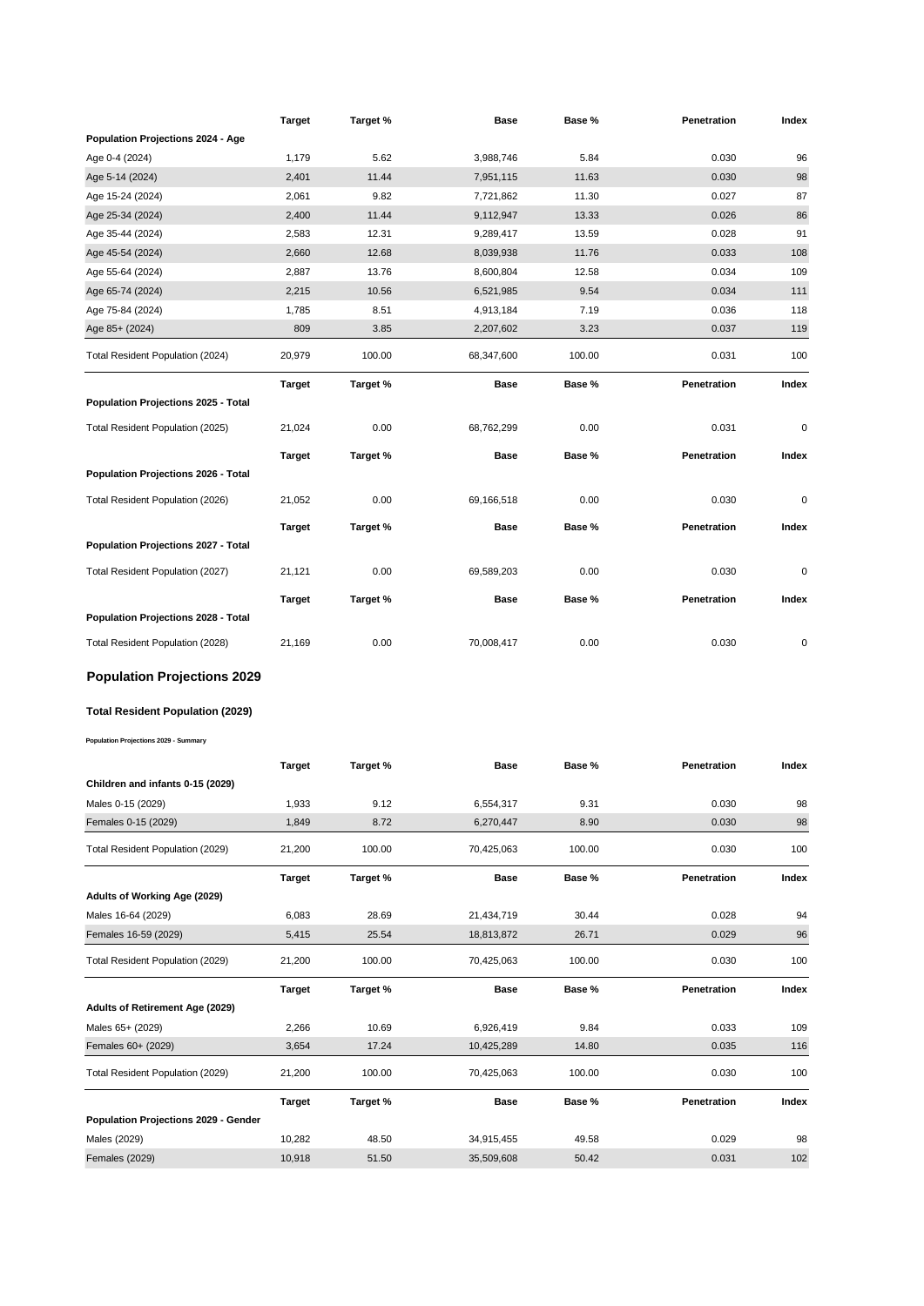| | Target | Target % | Base | Base % | Penetration | Index |
|---|---|---|---|---|---|---|
| **Population Projections 2024 - Age** | | | | | | |
| Age 0-4 (2024) | 1,179 | 5.62 | 3,988,746 | 5.84 | 0.030 | 96 |
| Age 5-14 (2024) | 2,401 | 11.44 | 7,951,115 | 11.63 | 0.030 | 98 |
| Age 15-24 (2024) | 2,061 | 9.82 | 7,721,862 | 11.30 | 0.027 | 87 |
| Age 25-34 (2024) | 2,400 | 11.44 | 9,112,947 | 13.33 | 0.026 | 86 |
| Age 35-44 (2024) | 2,583 | 12.31 | 9,289,417 | 13.59 | 0.028 | 91 |
| Age 45-54 (2024) | 2,660 | 12.68 | 8,039,938 | 11.76 | 0.033 | 108 |
| Age 55-64 (2024) | 2,887 | 13.76 | 8,600,804 | 12.58 | 0.034 | 109 |
| Age 65-74 (2024) | 2,215 | 10.56 | 6,521,985 | 9.54 | 0.034 | 111 |
| Age 75-84 (2024) | 1,785 | 8.51 | 4,913,184 | 7.19 | 0.036 | 118 |
| Age 85+ (2024) | 809 | 3.85 | 2,207,602 | 3.23 | 0.037 | 119 |
| Total Resident Population (2024) | 20,979 | 100.00 | 68,347,600 | 100.00 | 0.031 | 100 |

| | Target | Target % | Base | Base % | Penetration | Index |
|---|---|---|---|---|---|---|
| **Population Projections 2025 - Total** | | | | | | |
| Total Resident Population (2025) | 21,024 | 0.00 | 68,762,299 | 0.00 | 0.031 | 0 |

| | Target | Target % | Base | Base % | Penetration | Index |
|---|---|---|---|---|---|---|
| **Population Projections 2026 - Total** | | | | | | |
| Total Resident Population (2026) | 21,052 | 0.00 | 69,166,518 | 0.00 | 0.030 | 0 |

| | Target | Target % | Base | Base % | Penetration | Index |
|---|---|---|---|---|---|---|
| **Population Projections 2027 - Total** | | | | | | |
| Total Resident Population (2027) | 21,121 | 0.00 | 69,589,203 | 0.00 | 0.030 | 0 |

| | Target | Target % | Base | Base % | Penetration | Index |
|---|---|---|---|---|---|---|
| **Population Projections 2028 - Total** | | | | | | |
| Total Resident Population (2028) | 21,169 | 0.00 | 70,008,417 | 0.00 | 0.030 | 0 |

## Population Projections 2029

### Total Resident Population (2029)

**Population Projections 2029 - Summary**

| | Target | Target % | Base | Base % | Penetration | Index |
|---|---|---|---|---|---|---|
| **Children and infants 0-15 (2029)** | | | | | | |
| Males 0-15 (2029) | 1,933 | 9.12 | 6,554,317 | 9.31 | 0.030 | 98 |
| Females 0-15 (2029) | 1,849 | 8.72 | 6,270,447 | 8.90 | 0.030 | 98 |
| Total Resident Population (2029) | 21,200 | 100.00 | 70,425,063 | 100.00 | 0.030 | 100 |

| | Target | Target % | Base | Base % | Penetration | Index |
|---|---|---|---|---|---|---|
| **Adults of Working Age (2029)** | | | | | | |
| Males 16-64 (2029) | 6,083 | 28.69 | 21,434,719 | 30.44 | 0.028 | 94 |
| Females 16-59 (2029) | 5,415 | 25.54 | 18,813,872 | 26.71 | 0.029 | 96 |
| Total Resident Population (2029) | 21,200 | 100.00 | 70,425,063 | 100.00 | 0.030 | 100 |

| | Target | Target % | Base | Base % | Penetration | Index |
|---|---|---|---|---|---|---|
| **Adults of Retirement Age (2029)** | | | | | | |
| Males 65+ (2029) | 2,266 | 10.69 | 6,926,419 | 9.84 | 0.033 | 109 |
| Females 60+ (2029) | 3,654 | 17.24 | 10,425,289 | 14.80 | 0.035 | 116 |
| Total Resident Population (2029) | 21,200 | 100.00 | 70,425,063 | 100.00 | 0.030 | 100 |

| | Target | Target % | Base | Base % | Penetration | Index |
|---|---|---|---|---|---|---|
| **Population Projections 2029 - Gender** | | | | | | |
| Males (2029) | 10,282 | 48.50 | 34,915,455 | 49.58 | 0.029 | 98 |
| Females (2029) | 10,918 | 51.50 | 35,509,608 | 50.42 | 0.031 | 102 |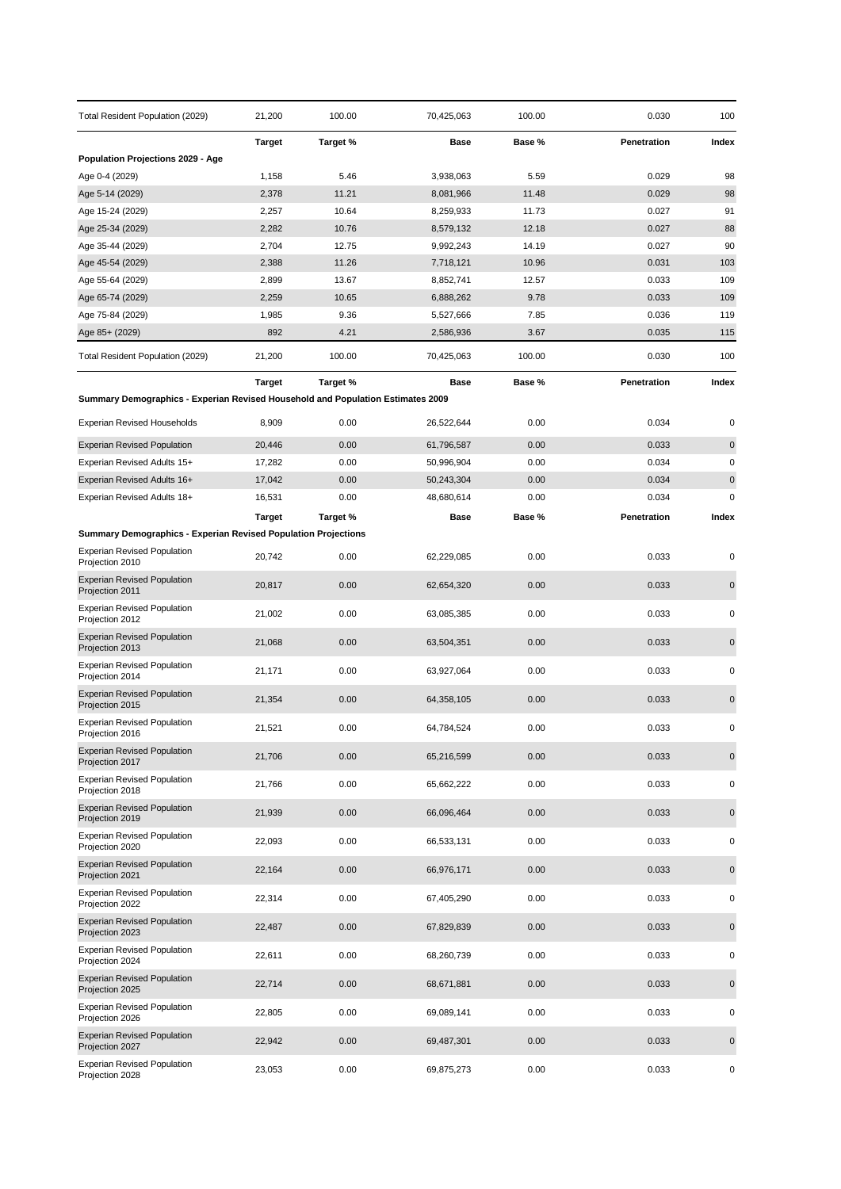| | | | | | | |
|---|---|---|---|---|---|---|
| Total Resident Population (2029) | 21,200 | 100.00 | 70,425,063 | 100.00 | 0.030 | 100 |

| | Target | Target % | Base | Base % | Penetration | Index |
|---|---|---|---|---|---|---|
| **Population Projections 2029 - Age** | | | | | | |
| Age 0-4 (2029) | 1,158 | 5.46 | 3,938,063 | 5.59 | 0.029 | 98 |
| Age 5-14 (2029) | 2,378 | 11.21 | 8,081,966 | 11.48 | 0.029 | 98 |
| Age 15-24 (2029) | 2,257 | 10.64 | 8,259,933 | 11.73 | 0.027 | 91 |
| Age 25-34 (2029) | 2,282 | 10.76 | 8,579,132 | 12.18 | 0.027 | 88 |
| Age 35-44 (2029) | 2,704 | 12.75 | 9,992,243 | 14.19 | 0.027 | 90 |
| Age 45-54 (2029) | 2,388 | 11.26 | 7,718,121 | 10.96 | 0.031 | 103 |
| Age 55-64 (2029) | 2,899 | 13.67 | 8,852,741 | 12.57 | 0.033 | 109 |
| Age 65-74 (2029) | 2,259 | 10.65 | 6,888,262 | 9.78 | 0.033 | 109 |
| Age 75-84 (2029) | 1,985 | 9.36 | 5,527,666 | 7.85 | 0.036 | 119 |
| Age 85+ (2029) | 892 | 4.21 | 2,586,936 | 3.67 | 0.035 | 115 |
| Total Resident Population (2029) | 21,200 | 100.00 | 70,425,063 | 100.00 | 0.030 | 100 |

| | Target | Target % | Base | Base % | Penetration | Index |
|---|---|---|---|---|---|---|
| **Summary Demographics - Experian Revised Household and Population Estimates 2009** | | | | | | |
| Experian Revised Households | 8,909 | 0.00 | 26,522,644 | 0.00 | 0.034 | 0 |
| Experian Revised Population | 20,446 | 0.00 | 61,796,587 | 0.00 | 0.033 | 0 |
| Experian Revised Adults 15+ | 17,282 | 0.00 | 50,996,904 | 0.00 | 0.034 | 0 |
| Experian Revised Adults 16+ | 17,042 | 0.00 | 50,243,304 | 0.00 | 0.034 | 0 |
| Experian Revised Adults 18+ | 16,531 | 0.00 | 48,680,614 | 0.00 | 0.034 | 0 |

| | Target | Target % | Base | Base % | Penetration | Index |
|---|---|---|---|---|---|---|
| **Summary Demographics - Experian Revised Population Projections** | | | | | | |
| Experian Revised Population Projection 2010 | 20,742 | 0.00 | 62,229,085 | 0.00 | 0.033 | 0 |
| Experian Revised Population Projection 2011 | 20,817 | 0.00 | 62,654,320 | 0.00 | 0.033 | 0 |
| Experian Revised Population Projection 2012 | 21,002 | 0.00 | 63,085,385 | 0.00 | 0.033 | 0 |
| Experian Revised Population Projection 2013 | 21,068 | 0.00 | 63,504,351 | 0.00 | 0.033 | 0 |
| Experian Revised Population Projection 2014 | 21,171 | 0.00 | 63,927,064 | 0.00 | 0.033 | 0 |
| Experian Revised Population Projection 2015 | 21,354 | 0.00 | 64,358,105 | 0.00 | 0.033 | 0 |
| Experian Revised Population Projection 2016 | 21,521 | 0.00 | 64,784,524 | 0.00 | 0.033 | 0 |
| Experian Revised Population Projection 2017 | 21,706 | 0.00 | 65,216,599 | 0.00 | 0.033 | 0 |
| Experian Revised Population Projection 2018 | 21,766 | 0.00 | 65,662,222 | 0.00 | 0.033 | 0 |
| Experian Revised Population Projection 2019 | 21,939 | 0.00 | 66,096,464 | 0.00 | 0.033 | 0 |
| Experian Revised Population Projection 2020 | 22,093 | 0.00 | 66,533,131 | 0.00 | 0.033 | 0 |
| Experian Revised Population Projection 2021 | 22,164 | 0.00 | 66,976,171 | 0.00 | 0.033 | 0 |
| Experian Revised Population Projection 2022 | 22,314 | 0.00 | 67,405,290 | 0.00 | 0.033 | 0 |
| Experian Revised Population Projection 2023 | 22,487 | 0.00 | 67,829,839 | 0.00 | 0.033 | 0 |
| Experian Revised Population Projection 2024 | 22,611 | 0.00 | 68,260,739 | 0.00 | 0.033 | 0 |
| Experian Revised Population Projection 2025 | 22,714 | 0.00 | 68,671,881 | 0.00 | 0.033 | 0 |
| Experian Revised Population Projection 2026 | 22,805 | 0.00 | 69,089,141 | 0.00 | 0.033 | 0 |
| Experian Revised Population Projection 2027 | 22,942 | 0.00 | 69,487,301 | 0.00 | 0.033 | 0 |
| Experian Revised Population Projection 2028 | 23,053 | 0.00 | 69,875,273 | 0.00 | 0.033 | 0 |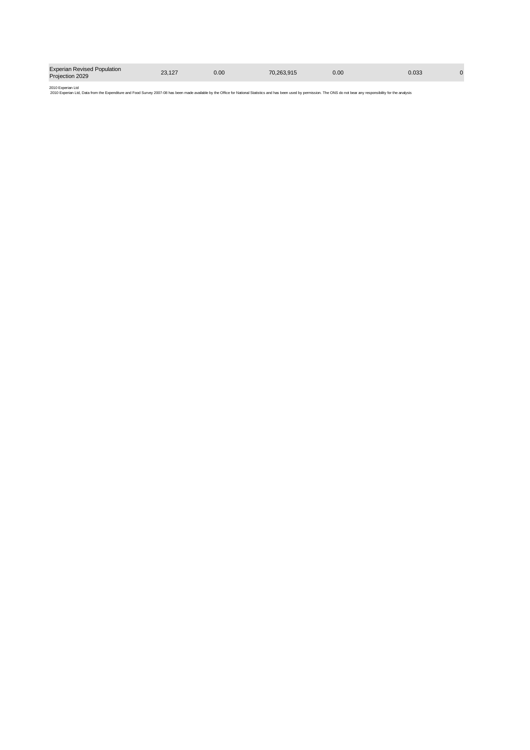| | | | | | | |
|---|---|---|---|---|---|---|
| Experian Revised Population Projection 2029 | 23,127 | 0.00 | 70,263,915 | 0.00 | 0.033 | 0 |

2010 Experian Ltd
2010 Experian Ltd, Data from the Expenditure and Food Survey 2007-08 has been made available by the Office for National Statistics and has been used by permission. The ONS do not bear any responsibility for the analysis